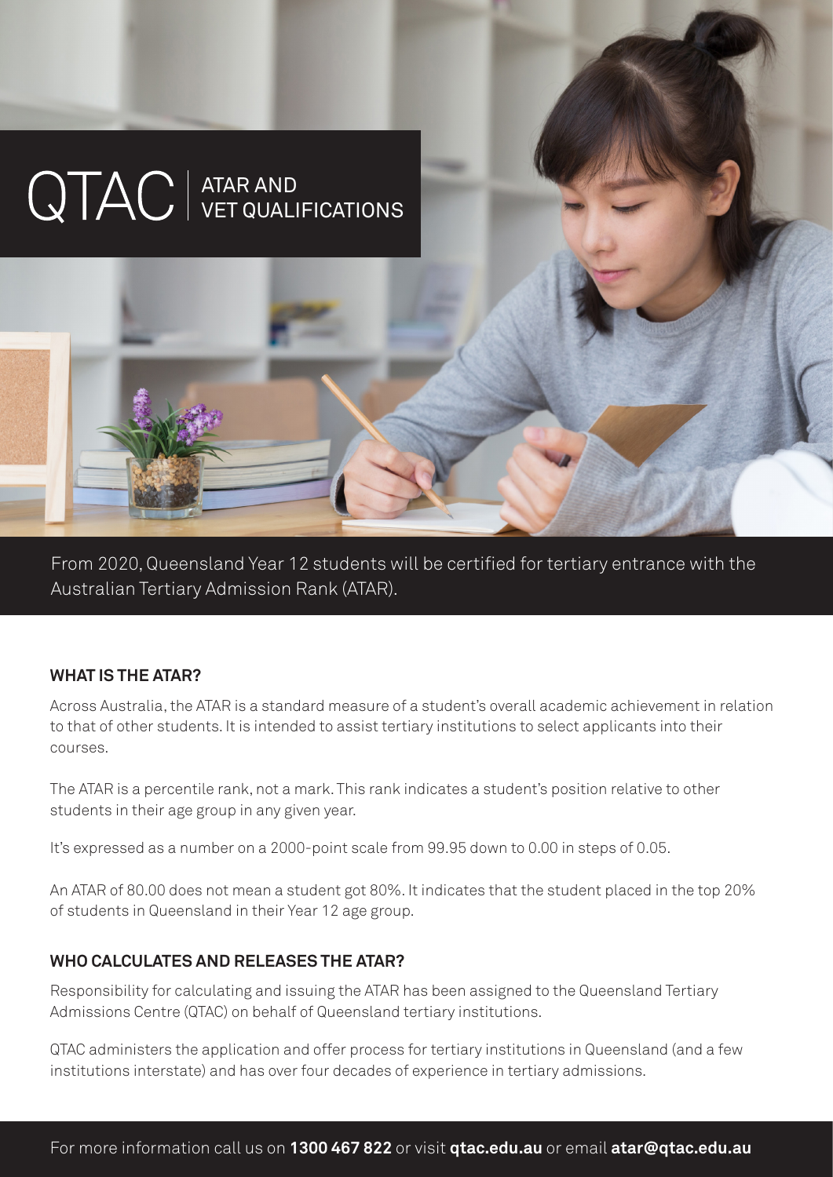# QTAC | ATAR AND VET QUALIFICATIONS

From 2020, Queensland Year 12 students will be certified for tertiary entrance with the Australian Tertiary Admission Rank (ATAR).

### WHAT IS THE ATAR?

Across Australia, the ATAR is a standard measure of a student's overall academic achievement in relation to that of other students. It is intended to assist tertiary institutions to select applicants into their courses.

The ATAR is a percentile rank, not a mark. This rank indicates a student's position relative to other students in their age group in any given year.

It's expressed as a number on a 2000-point scale from 99.95 down to 0.00 in steps of 0.05.

An ATAR of 80.00 does not mean a student got 80%. It indicates that the student placed in the top 20% of students in Queensland in their Year 12 age group.

### WHO CALCULATES AND RELEASES THE ATAR?

Responsibility for calculating and issuing the ATAR has been assigned to the Queensland Tertiary Admissions Centre (QTAC) on behalf of Queensland tertiary institutions.

QTAC administers the application and offer process for tertiary institutions in Queensland (and a few institutions interstate) and has over four decades of experience in tertiary admissions.

For more information call us on **1300 467 822** or visit **qtac.edu.au** or email **atar@qtac.edu.au**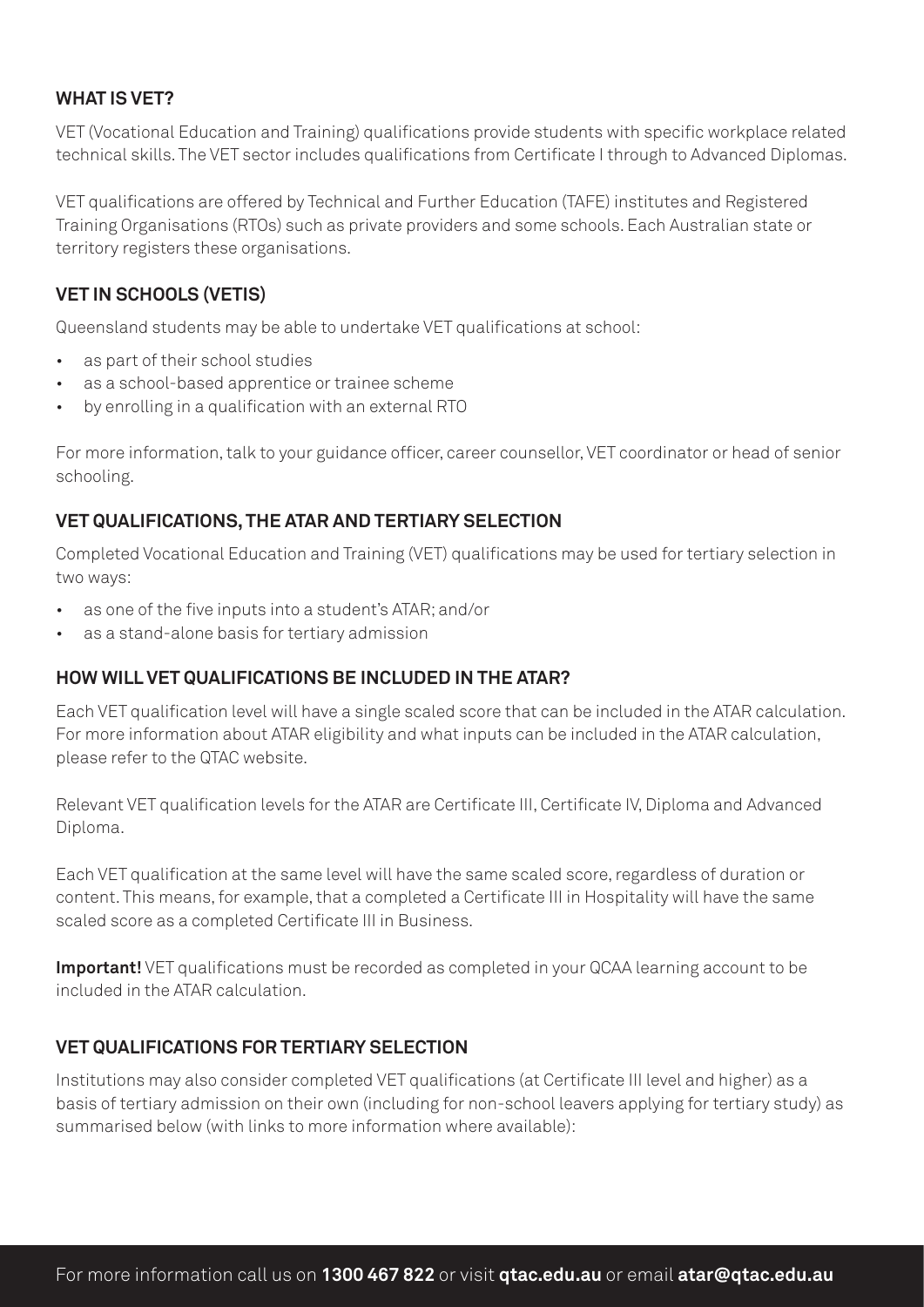## WHAT IS VET?

VET (Vocational Education and Training) qualifications provide students with specific workplace related technical skills. The VET sector includes qualifications from Certificate I through to Advanced Diplomas.

VET qualifications are offered by Technical and Further Education (TAFE) institutes and Registered Training Organisations (RTOs) such as private providers and some schools. Each Australian state or territory registers these organisations.

## VET IN SCHOOLS (VETIS)

Queensland students may be able to undertake VET qualifications at school:

- as part of their school studies
- as a school-based apprentice or trainee scheme
- by enrolling in a qualification with an external RTO

For more information, talk to your guidance officer, career counsellor, VET coordinator or head of senior schooling.

## VET QUALIFICATIONS, THE ATAR AND TERTIARY SELECTION

Completed Vocational Education and Training (VET) qualifications may be used for tertiary selection in two ways:

- as one of the five inputs into a student's ATAR; and/or
- as a stand-alone basis for tertiary admission

## HOW WILL VET QUALIFICATIONS BE INCLUDED IN THE ATAR?

Each VET qualification level will have a single scaled score that can be included in the ATAR calculation. For more information about ATAR eligibility and what inputs can be included in the ATAR calculation, please refer to the QTAC website.

Relevant VET qualification levels for the ATAR are Certificate III, Certificate IV, Diploma and Advanced Diploma.

Each VET qualification at the same level will have the same scaled score, regardless of duration or content. This means, for example, that a completed a Certificate III in Hospitality will have the same scaled score as a completed Certificate III in Business.

**Important!** VET qualifications must be recorded as completed in your QCAA learning account to be included in the ATAR calculation.

## VET QUALIFICATIONS FOR TERTIARY SELECTION

Institutions may also consider completed VET qualifications (at Certificate III level and higher) as a basis of tertiary admission on their own (including for non-school leavers applying for tertiary study) as summarised below (with links to more information where available):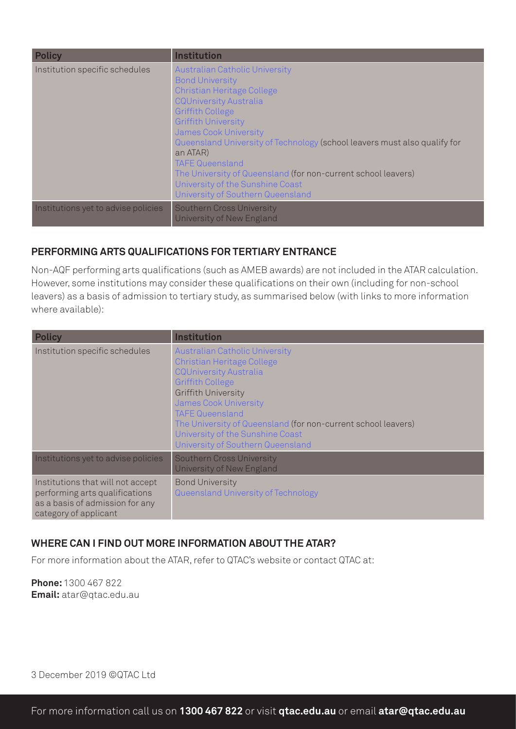| Policy | Institution |
|---|---|
| Institution specific schedules | Australian Catholic University<br>Bond University<br>Christian Heritage College<br>CQUniversity Australia<br>Griffith College<br>Griffith University<br>James Cook University<br>Queensland University of Technology (school leavers must also qualify for an ATAR)<br>TAFE Queensland<br>The University of Queensland (for non-current school leavers)<br>University of the Sunshine Coast<br>University of Southern Queensland |
| Institutions yet to advise policies | Southern Cross University<br>University of New England |

## PERFORMING ARTS QUALIFICATIONS FOR TERTIARY ENTRANCE

Non-AQF performing arts qualifications (such as AMEB awards) are not included in the ATAR calculation. However, some institutions may consider these qualifications on their own (including for non-school leavers) as a basis of admission to tertiary study, as summarised below (with links to more information where available):

| Policy | Institution |
|---|---|
| Institution specific schedules | Australian Catholic University<br>Christian Heritage College<br>CQUniversity Australia<br>Griffith College<br>Griffith University<br>James Cook University<br>TAFE Queensland<br>The University of Queensland (for non-current school leavers)<br>University of the Sunshine Coast<br>University of Southern Queensland |
| Institutions yet to advise policies | Southern Cross University<br>University of New England |
| Institutions that will not accept performing arts qualifications as a basis of admission for any category of applicant | Bond University<br>Queensland University of Technology |

## WHERE CAN I FIND OUT MORE INFORMATION ABOUT THE ATAR?

For more information about the ATAR, refer to QTAC's website or contact QTAC at:

**Phone:** 1300 467 822
**Email:** atar@qtac.edu.au

3 December 2019 ©QTAC Ltd